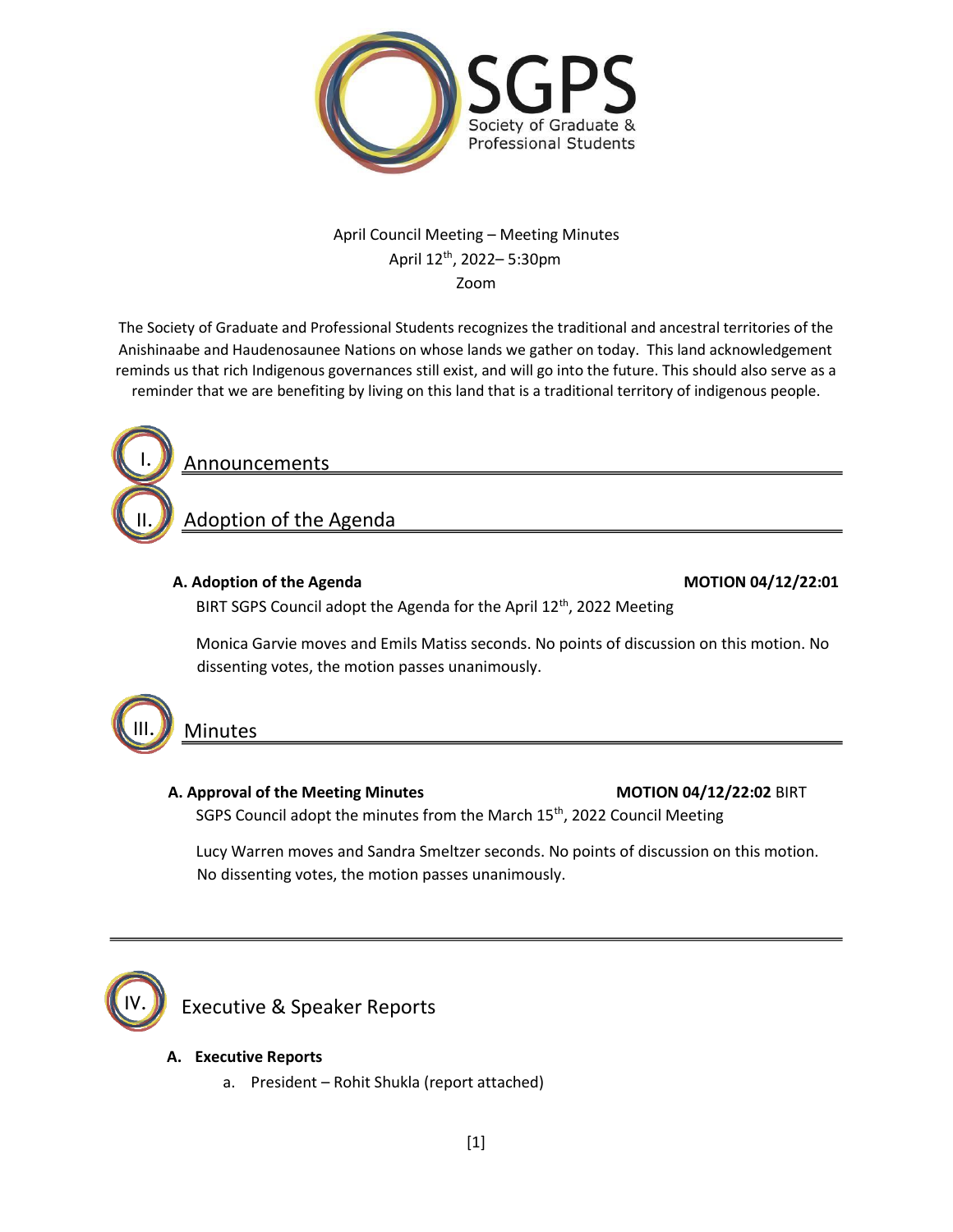# SGPS
Society of Graduate & Professional Students

April Council Meeting – Meeting Minutes
April 12th, 2022– 5:30pm
Zoom

The Society of Graduate and Professional Students recognizes the traditional and ancestral territories of the Anishinaabe and Haudenosaunee Nations on whose lands we gather on today. This land acknowledgement reminds us that rich Indigenous governances still exist, and will go into the future. This should also serve as a reminder that we are benefiting by living on this land that is a traditional territory of indigenous people.

## I. Announcements

## II. Adoption of the Agenda

**A. Adoption of the Agenda** **MOTION 04/12/22:01**

BIRT SGPS Council adopt the Agenda for the April 12th, 2022 Meeting

Monica Garvie moves and Emils Matiss seconds. No points of discussion on this motion. No dissenting votes, the motion passes unanimously.

## III. Minutes

**A. Approval of the Meeting Minutes** **MOTION 04/12/22:02** BIRT SGPS Council adopt the minutes from the March 15th, 2022 Council Meeting

Lucy Warren moves and Sandra Smeltzer seconds. No points of discussion on this motion. No dissenting votes, the motion passes unanimously.

## IV. Executive & Speaker Reports

**A. Executive Reports**

a. President – Rohit Shukla (report attached)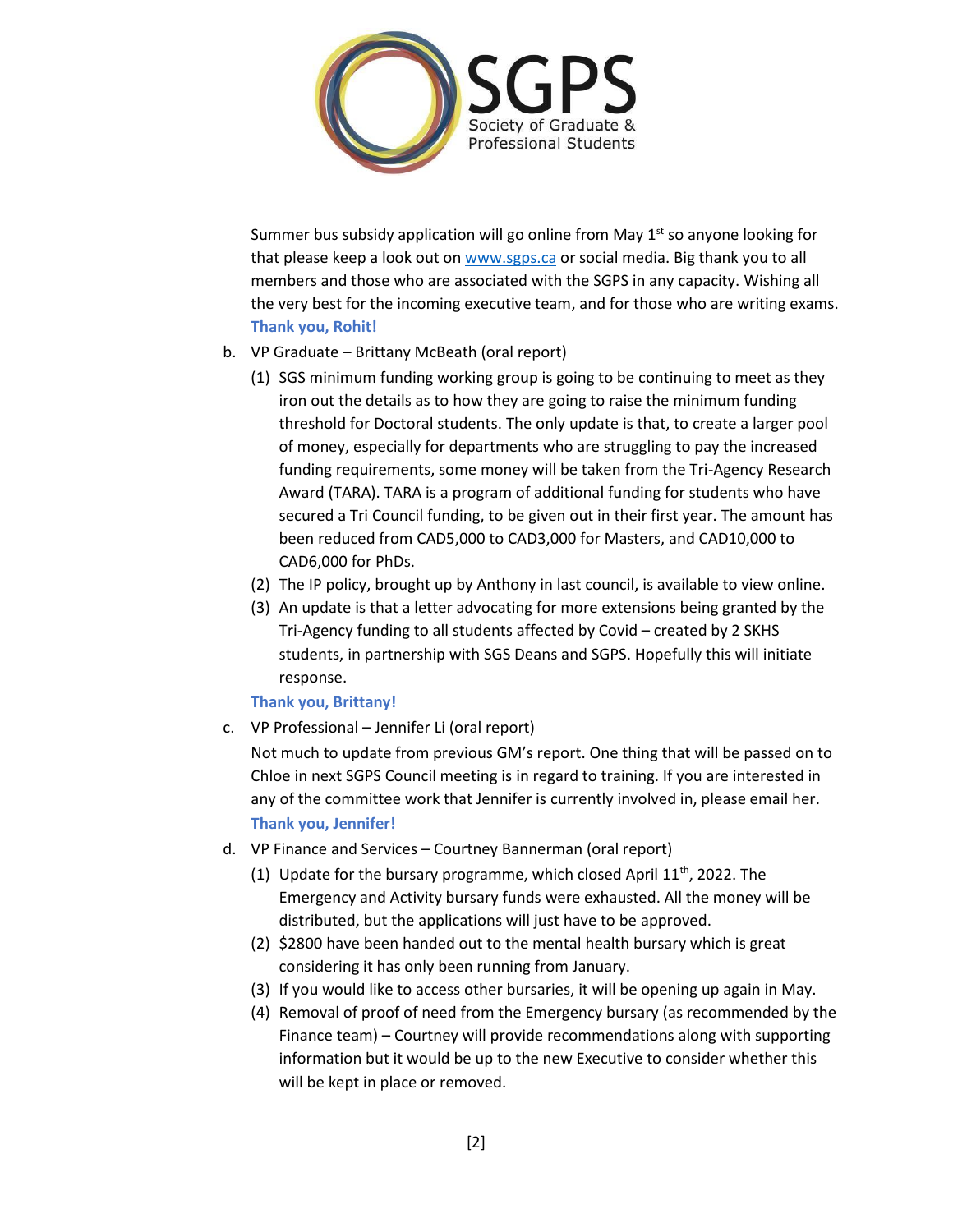Summer bus subsidy application will go online from May 1st so anyone looking for that please keep a look out on www.sgps.ca or social media. Big thank you to all members and those who are associated with the SGPS in any capacity. Wishing all the very best for the incoming executive team, and for those who are writing exams. **Thank you, Rohit!**

b. VP Graduate – Brittany McBeath (oral report)

   (1) SGS minimum funding working group is going to be continuing to meet as they iron out the details as to how they are going to raise the minimum funding threshold for Doctoral students. The only update is that, to create a larger pool of money, especially for departments who are struggling to pay the increased funding requirements, some money will be taken from the Tri-Agency Research Award (TARA). TARA is a program of additional funding for students who have secured a Tri Council funding, to be given out in their first year. The amount has been reduced from CAD5,000 to CAD3,000 for Masters, and CAD10,000 to CAD6,000 for PhDs.

   (2) The IP policy, brought up by Anthony in last council, is available to view online.

   (3) An update is that a letter advocating for more extensions being granted by the Tri-Agency funding to all students affected by Covid – created by 2 SKHS students, in partnership with SGS Deans and SGPS. Hopefully this will initiate response.

   **Thank you, Brittany!**

c. VP Professional – Jennifer Li (oral report)

   Not much to update from previous GM's report. One thing that will be passed on to Chloe in next SGPS Council meeting is in regard to training. If you are interested in any of the committee work that Jennifer is currently involved in, please email her.

   **Thank you, Jennifer!**

d. VP Finance and Services – Courtney Bannerman (oral report)

   (1) Update for the bursary programme, which closed April 11th, 2022. The Emergency and Activity bursary funds were exhausted. All the money will be distributed, but the applications will just have to be approved.

   (2) $2800 have been handed out to the mental health bursary which is great considering it has only been running from January.

   (3) If you would like to access other bursaries, it will be opening up again in May.

   (4) Removal of proof of need from the Emergency bursary (as recommended by the Finance team) – Courtney will provide recommendations along with supporting information but it would be up to the new Executive to consider whether this will be kept in place or removed.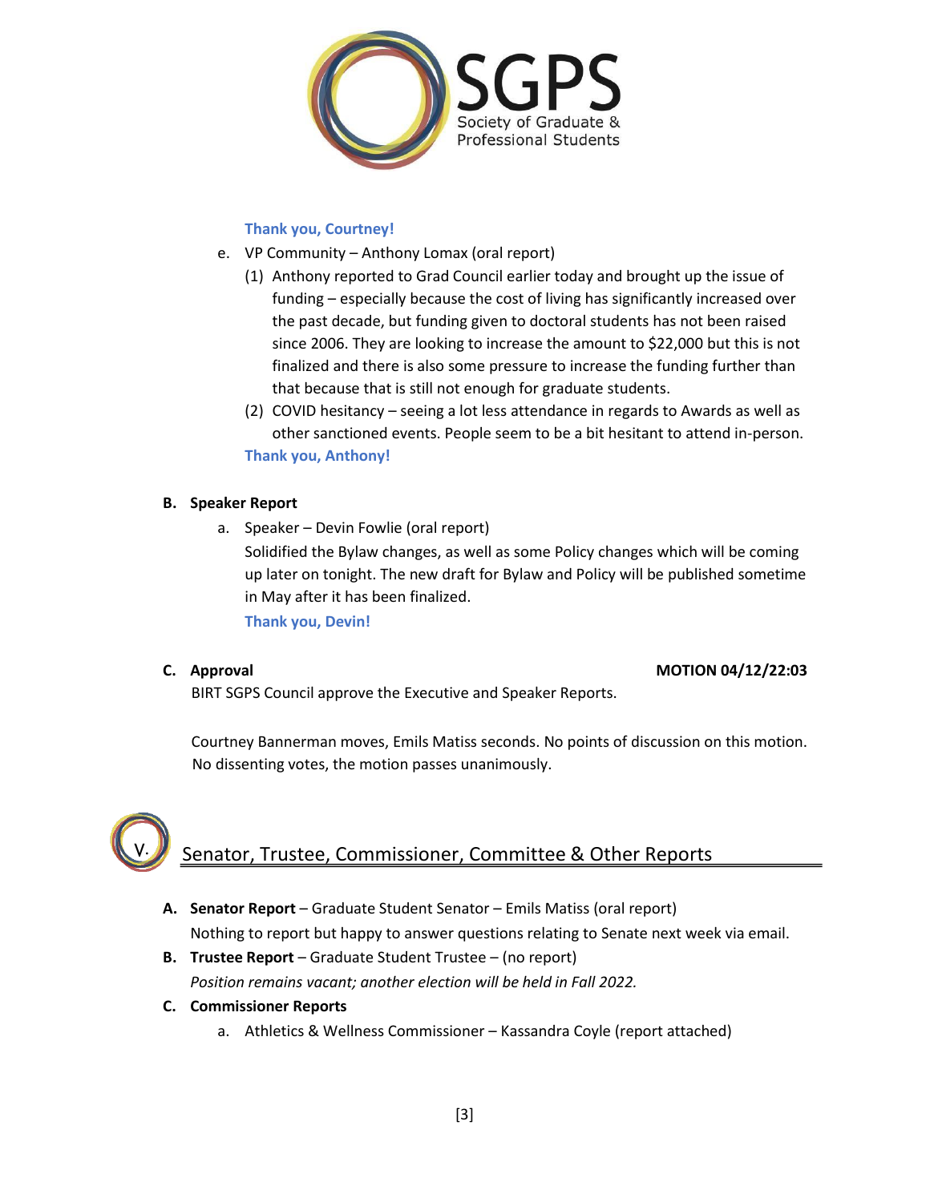**Thank you, Courtney!**

e. VP Community – Anthony Lomax (oral report)

(1) Anthony reported to Grad Council earlier today and brought up the issue of funding – especially because the cost of living has significantly increased over the past decade, but funding given to doctoral students has not been raised since 2006. They are looking to increase the amount to $22,000 but this is not finalized and there is also some pressure to increase the funding further than that because that is still not enough for graduate students.

(2) COVID hesitancy – seeing a lot less attendance in regards to Awards as well as other sanctioned events. People seem to be a bit hesitant to attend in-person.

**Thank you, Anthony!**

**B. Speaker Report**

a. Speaker – Devin Fowlie (oral report)

Solidified the Bylaw changes, as well as some Policy changes which will be coming up later on tonight. The new draft for Bylaw and Policy will be published sometime in May after it has been finalized.

**Thank you, Devin!**

**C. Approval** **MOTION 04/12/22:03**

BIRT SGPS Council approve the Executive and Speaker Reports.

Courtney Bannerman moves, Emils Matiss seconds. No points of discussion on this motion. No dissenting votes, the motion passes unanimously.

## V. Senator, Trustee, Commissioner, Committee & Other Reports

**A. Senator Report** – Graduate Student Senator – Emils Matiss (oral report)

Nothing to report but happy to answer questions relating to Senate next week via email.

**B. Trustee Report** – Graduate Student Trustee – (no report)

*Position remains vacant; another election will be held in Fall 2022.*

**C. Commissioner Reports**

a. Athletics & Wellness Commissioner – Kassandra Coyle (report attached)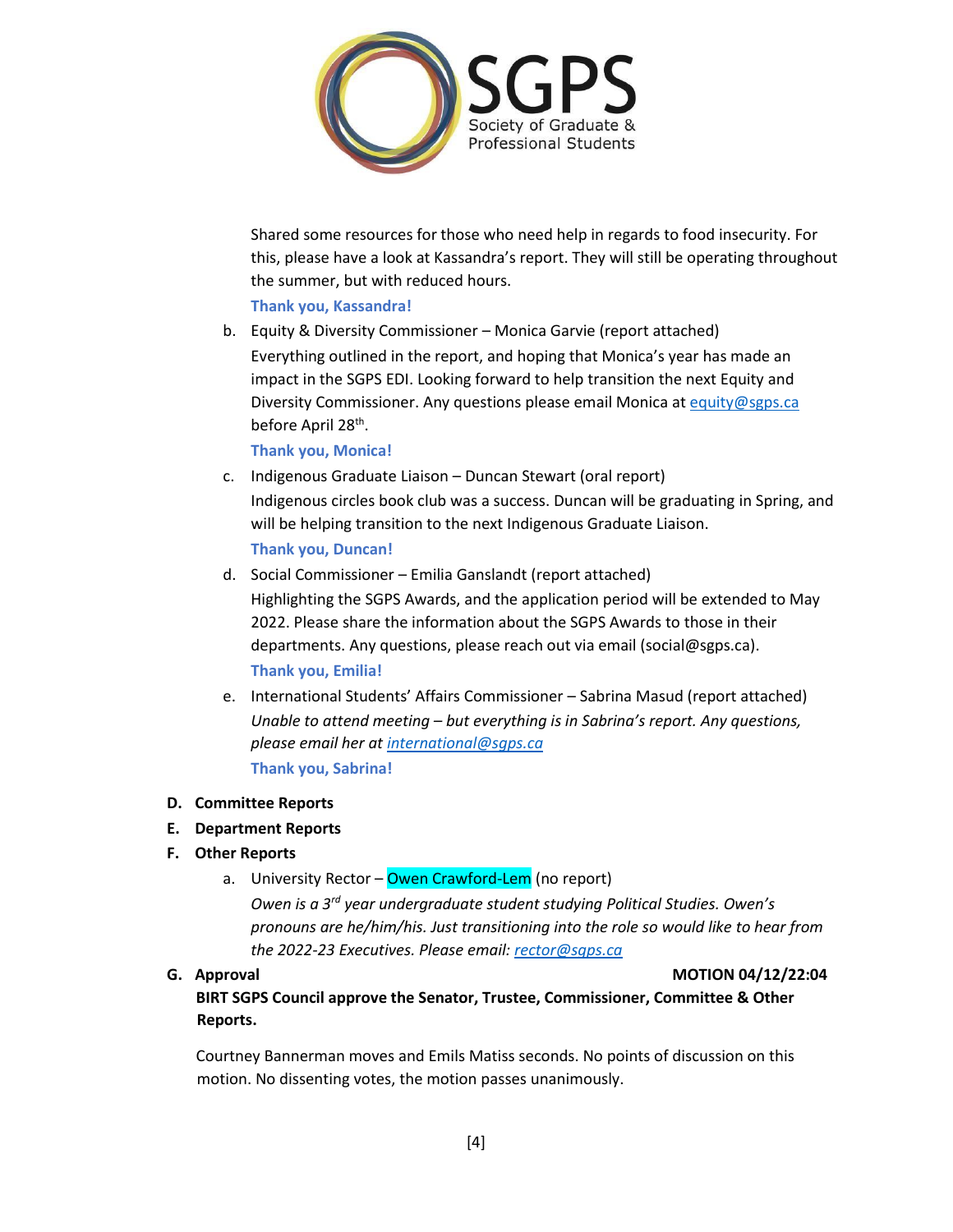Shared some resources for those who need help in regards to food insecurity. For this, please have a look at Kassandra's report. They will still be operating throughout the summer, but with reduced hours.

**Thank you, Kassandra!**

b. Equity & Diversity Commissioner – Monica Garvie (report attached)
   Everything outlined in the report, and hoping that Monica's year has made an impact in the SGPS EDI. Looking forward to help transition the next Equity and Diversity Commissioner. Any questions please email Monica at equity@sgps.ca before April 28th.

   **Thank you, Monica!**

c. Indigenous Graduate Liaison – Duncan Stewart (oral report)
   Indigenous circles book club was a success. Duncan will be graduating in Spring, and will be helping transition to the next Indigenous Graduate Liaison.

   **Thank you, Duncan!**

d. Social Commissioner – Emilia Ganslandt (report attached)
   Highlighting the SGPS Awards, and the application period will be extended to May 2022. Please share the information about the SGPS Awards to those in their departments. Any questions, please reach out via email (social@sgps.ca).

   **Thank you, Emilia!**

e. International Students' Affairs Commissioner – Sabrina Masud (report attached)
   *Unable to attend meeting – but everything is in Sabrina's report. Any questions, please email her at international@sgps.ca*

   **Thank you, Sabrina!**

**D. Committee Reports**

**E. Department Reports**

**F. Other Reports**

a. University Rector – Owen Crawford-Lem (no report)
   *Owen is a 3rd year undergraduate student studying Political Studies. Owen's pronouns are he/him/his. Just transitioning into the role so would like to hear from the 2022-23 Executives. Please email: rector@sgps.ca*

**G. Approval** **MOTION 04/12/22:04**

**BIRT SGPS Council approve the Senator, Trustee, Commissioner, Committee & Other Reports.**

Courtney Bannerman moves and Emils Matiss seconds. No points of discussion on this motion. No dissenting votes, the motion passes unanimously.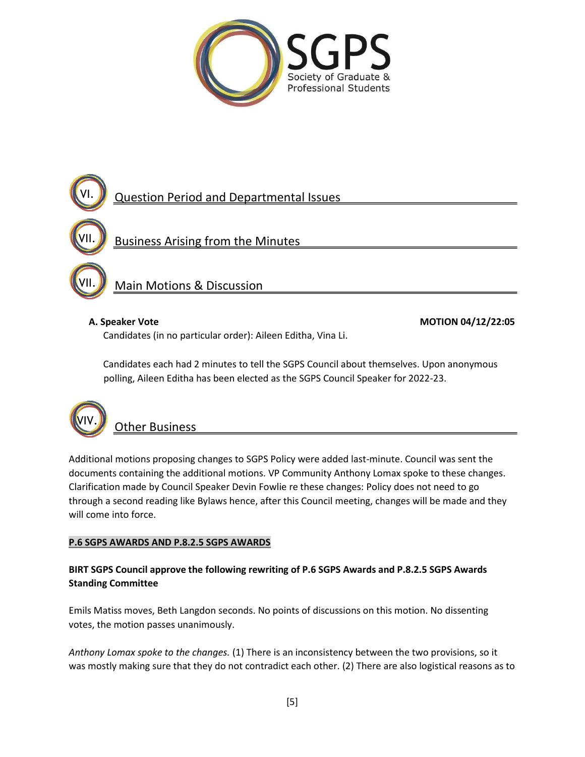## VI. Question Period and Departmental Issues

## VII. Business Arising from the Minutes

## VII. Main Motions & Discussion

**A. Speaker Vote** **MOTION 04/12/22:05**

Candidates (in no particular order): Aileen Editha, Vina Li.

Candidates each had 2 minutes to tell the SGPS Council about themselves. Upon anonymous polling, Aileen Editha has been elected as the SGPS Council Speaker for 2022-23.

## VIV. Other Business

Additional motions proposing changes to SGPS Policy were added last-minute. Council was sent the documents containing the additional motions. VP Community Anthony Lomax spoke to these changes. Clarification made by Council Speaker Devin Fowlie re these changes: Policy does not need to go through a second reading like Bylaws hence, after this Council meeting, changes will be made and they will come into force.

**P.6 SGPS AWARDS AND P.8.2.5 SGPS AWARDS**

**BIRT SGPS Council approve the following rewriting of P.6 SGPS Awards and P.8.2.5 SGPS Awards Standing Committee**

Emils Matiss moves, Beth Langdon seconds. No points of discussions on this motion. No dissenting votes, the motion passes unanimously.

*Anthony Lomax spoke to the changes.* (1) There is an inconsistency between the two provisions, so it was mostly making sure that they do not contradict each other. (2) There are also logistical reasons as to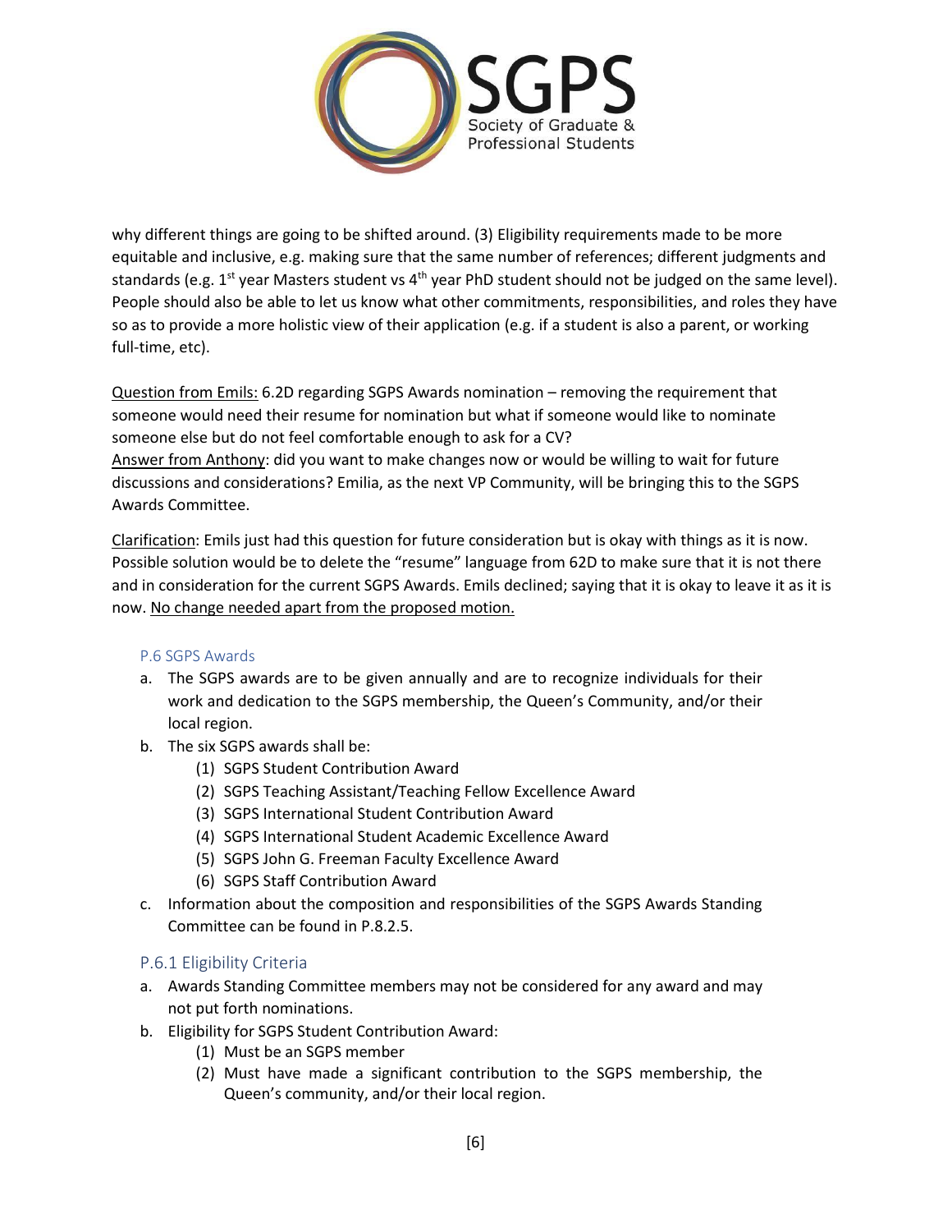why different things are going to be shifted around. (3) Eligibility requirements made to be more equitable and inclusive, e.g. making sure that the same number of references; different judgments and standards (e.g. 1st year Masters student vs 4th year PhD student should not be judged on the same level). People should also be able to let us know what other commitments, responsibilities, and roles they have so as to provide a more holistic view of their application (e.g. if a student is also a parent, or working full-time, etc).

<u>Question from Emils:</u> 6.2D regarding SGPS Awards nomination – removing the requirement that someone would need their resume for nomination but what if someone would like to nominate someone else but do not feel comfortable enough to ask for a CV?
<u>Answer from Anthony</u>: did you want to make changes now or would be willing to wait for future discussions and considerations? Emilia, as the next VP Community, will be bringing this to the SGPS Awards Committee.

<u>Clarification</u>: Emils just had this question for future consideration but is okay with things as it is now. Possible solution would be to delete the "resume" language from 62D to make sure that it is not there and in consideration for the current SGPS Awards. Emils declined; saying that it is okay to leave it as it is now. <u>No change needed apart from the proposed motion.</u>

### P.6 SGPS Awards

a. The SGPS awards are to be given annually and are to recognize individuals for their work and dedication to the SGPS membership, the Queen's Community, and/or their local region.
b. The six SGPS awards shall be:
   (1) SGPS Student Contribution Award
   (2) SGPS Teaching Assistant/Teaching Fellow Excellence Award
   (3) SGPS International Student Contribution Award
   (4) SGPS International Student Academic Excellence Award
   (5) SGPS John G. Freeman Faculty Excellence Award
   (6) SGPS Staff Contribution Award
c. Information about the composition and responsibilities of the SGPS Awards Standing Committee can be found in P.8.2.5.

### P.6.1 Eligibility Criteria

a. Awards Standing Committee members may not be considered for any award and may not put forth nominations.
b. Eligibility for SGPS Student Contribution Award:
   (1) Must be an SGPS member
   (2) Must have made a significant contribution to the SGPS membership, the Queen's community, and/or their local region.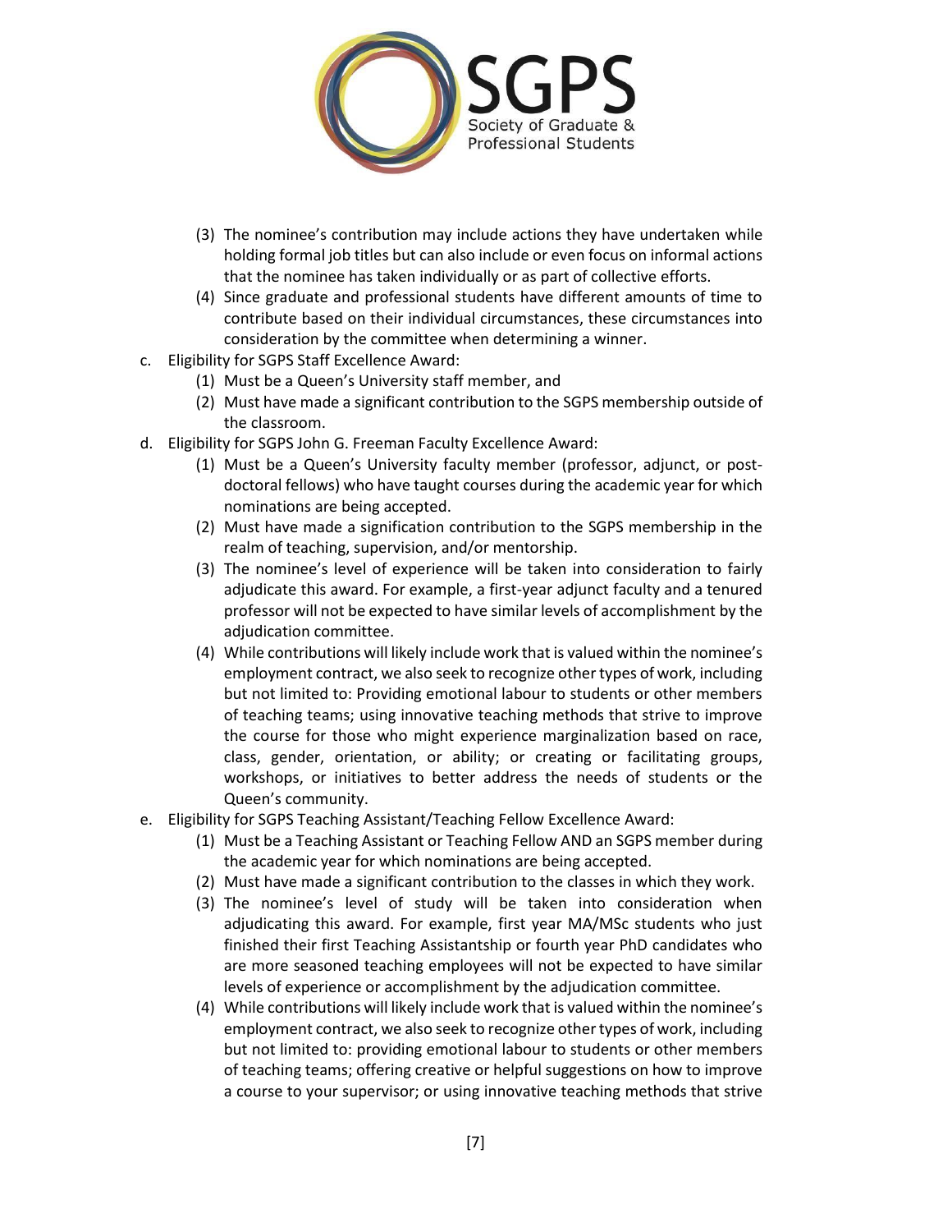(3) The nominee's contribution may include actions they have undertaken while holding formal job titles but can also include or even focus on informal actions that the nominee has taken individually or as part of collective efforts.

(4) Since graduate and professional students have different amounts of time to contribute based on their individual circumstances, these circumstances into consideration by the committee when determining a winner.

c. Eligibility for SGPS Staff Excellence Award:

(1) Must be a Queen's University staff member, and

(2) Must have made a significant contribution to the SGPS membership outside of the classroom.

d. Eligibility for SGPS John G. Freeman Faculty Excellence Award:

(1) Must be a Queen's University faculty member (professor, adjunct, or post-doctoral fellows) who have taught courses during the academic year for which nominations are being accepted.

(2) Must have made a signification contribution to the SGPS membership in the realm of teaching, supervision, and/or mentorship.

(3) The nominee's level of experience will be taken into consideration to fairly adjudicate this award. For example, a first-year adjunct faculty and a tenured professor will not be expected to have similar levels of accomplishment by the adjudication committee.

(4) While contributions will likely include work that is valued within the nominee's employment contract, we also seek to recognize other types of work, including but not limited to: Providing emotional labour to students or other members of teaching teams; using innovative teaching methods that strive to improve the course for those who might experience marginalization based on race, class, gender, orientation, or ability; or creating or facilitating groups, workshops, or initiatives to better address the needs of students or the Queen's community.

e. Eligibility for SGPS Teaching Assistant/Teaching Fellow Excellence Award:

(1) Must be a Teaching Assistant or Teaching Fellow AND an SGPS member during the academic year for which nominations are being accepted.

(2) Must have made a significant contribution to the classes in which they work.

(3) The nominee's level of study will be taken into consideration when adjudicating this award. For example, first year MA/MSc students who just finished their first Teaching Assistantship or fourth year PhD candidates who are more seasoned teaching employees will not be expected to have similar levels of experience or accomplishment by the adjudication committee.

(4) While contributions will likely include work that is valued within the nominee's employment contract, we also seek to recognize other types of work, including but not limited to: providing emotional labour to students or other members of teaching teams; offering creative or helpful suggestions on how to improve a course to your supervisor; or using innovative teaching methods that strive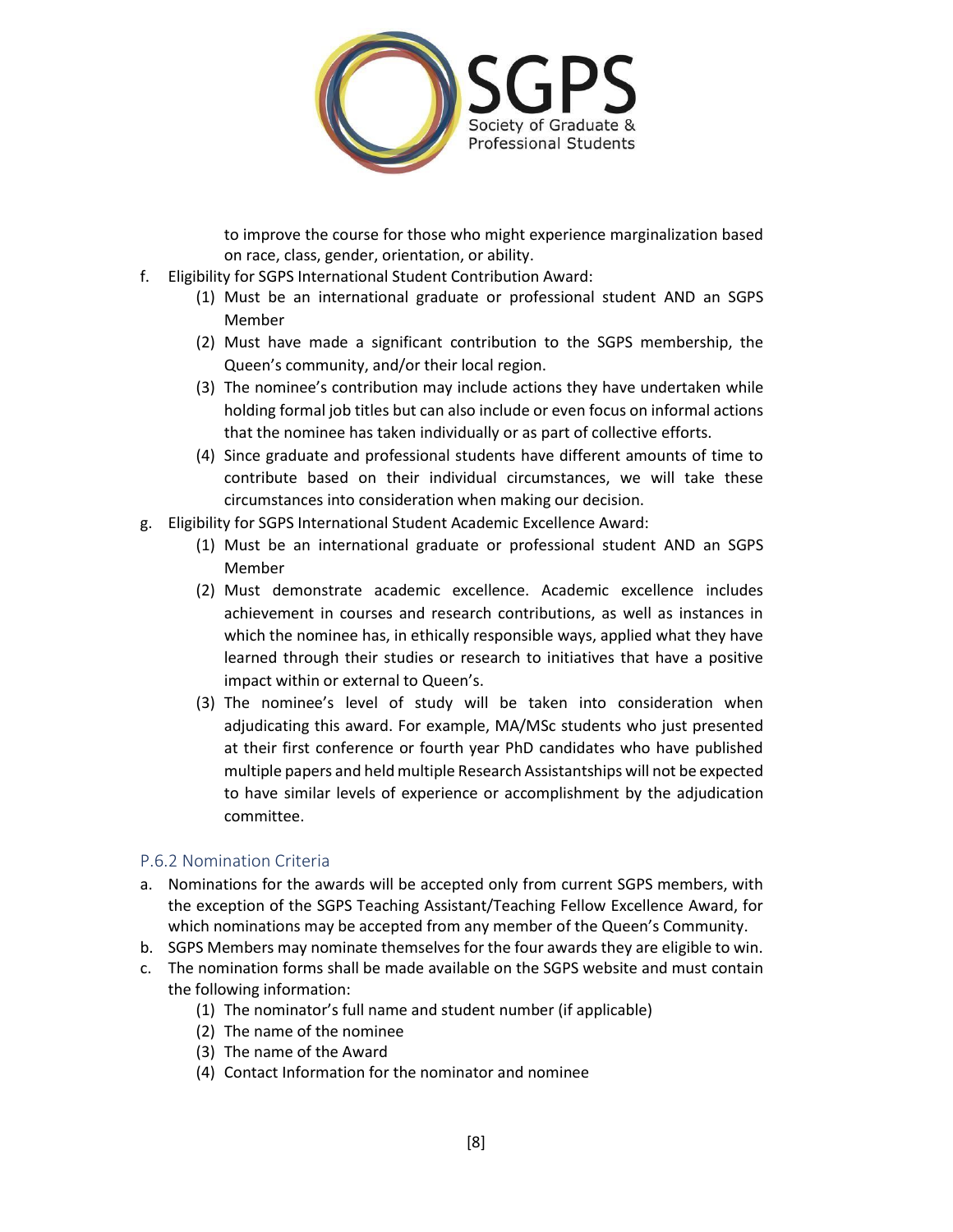to improve the course for those who might experience marginalization based on race, class, gender, orientation, or ability.

f. Eligibility for SGPS International Student Contribution Award:
    (1) Must be an international graduate or professional student AND an SGPS Member
    (2) Must have made a significant contribution to the SGPS membership, the Queen's community, and/or their local region.
    (3) The nominee's contribution may include actions they have undertaken while holding formal job titles but can also include or even focus on informal actions that the nominee has taken individually or as part of collective efforts.
    (4) Since graduate and professional students have different amounts of time to contribute based on their individual circumstances, we will take these circumstances into consideration when making our decision.

g. Eligibility for SGPS International Student Academic Excellence Award:
    (1) Must be an international graduate or professional student AND an SGPS Member
    (2) Must demonstrate academic excellence. Academic excellence includes achievement in courses and research contributions, as well as instances in which the nominee has, in ethically responsible ways, applied what they have learned through their studies or research to initiatives that have a positive impact within or external to Queen's.
    (3) The nominee's level of study will be taken into consideration when adjudicating this award. For example, MA/MSc students who just presented at their first conference or fourth year PhD candidates who have published multiple papers and held multiple Research Assistantships will not be expected to have similar levels of experience or accomplishment by the adjudication committee.

### P.6.2 Nomination Criteria

a. Nominations for the awards will be accepted only from current SGPS members, with the exception of the SGPS Teaching Assistant/Teaching Fellow Excellence Award, for which nominations may be accepted from any member of the Queen's Community.
b. SGPS Members may nominate themselves for the four awards they are eligible to win.
c. The nomination forms shall be made available on the SGPS website and must contain the following information:
    (1) The nominator's full name and student number (if applicable)
    (2) The name of the nominee
    (3) The name of the Award
    (4) Contact Information for the nominator and nominee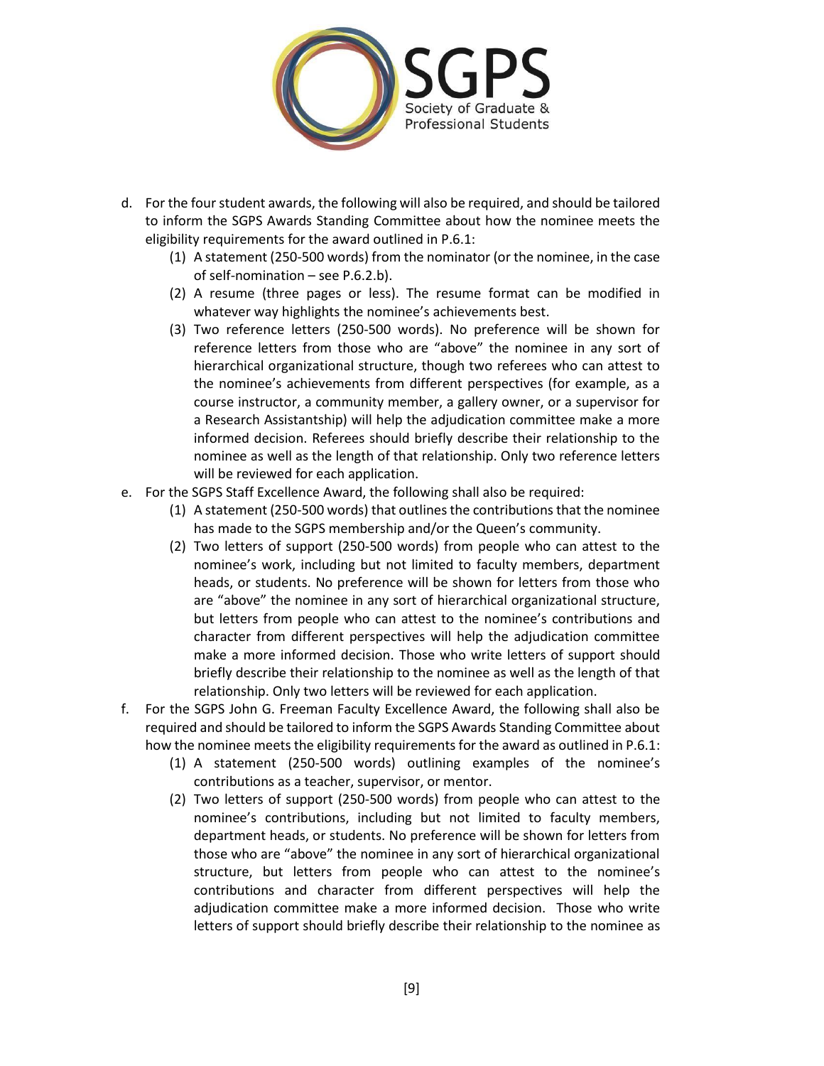d. For the four student awards, the following will also be required, and should be tailored to inform the SGPS Awards Standing Committee about how the nominee meets the eligibility requirements for the award outlined in P.6.1:
   (1) A statement (250-500 words) from the nominator (or the nominee, in the case of self-nomination – see P.6.2.b).
   (2) A resume (three pages or less). The resume format can be modified in whatever way highlights the nominee's achievements best.
   (3) Two reference letters (250-500 words). No preference will be shown for reference letters from those who are "above" the nominee in any sort of hierarchical organizational structure, though two referees who can attest to the nominee's achievements from different perspectives (for example, as a course instructor, a community member, a gallery owner, or a supervisor for a Research Assistantship) will help the adjudication committee make a more informed decision. Referees should briefly describe their relationship to the nominee as well as the length of that relationship. Only two reference letters will be reviewed for each application.

e. For the SGPS Staff Excellence Award, the following shall also be required:
   (1) A statement (250-500 words) that outlines the contributions that the nominee has made to the SGPS membership and/or the Queen's community.
   (2) Two letters of support (250-500 words) from people who can attest to the nominee's work, including but not limited to faculty members, department heads, or students. No preference will be shown for letters from those who are "above" the nominee in any sort of hierarchical organizational structure, but letters from people who can attest to the nominee's contributions and character from different perspectives will help the adjudication committee make a more informed decision. Those who write letters of support should briefly describe their relationship to the nominee as well as the length of that relationship. Only two letters will be reviewed for each application.

f. For the SGPS John G. Freeman Faculty Excellence Award, the following shall also be required and should be tailored to inform the SGPS Awards Standing Committee about how the nominee meets the eligibility requirements for the award as outlined in P.6.1:
   (1) A statement (250-500 words) outlining examples of the nominee's contributions as a teacher, supervisor, or mentor.
   (2) Two letters of support (250-500 words) from people who can attest to the nominee's contributions, including but not limited to faculty members, department heads, or students. No preference will be shown for letters from those who are "above" the nominee in any sort of hierarchical organizational structure, but letters from people who can attest to the nominee's contributions and character from different perspectives will help the adjudication committee make a more informed decision. Those who write letters of support should briefly describe their relationship to the nominee as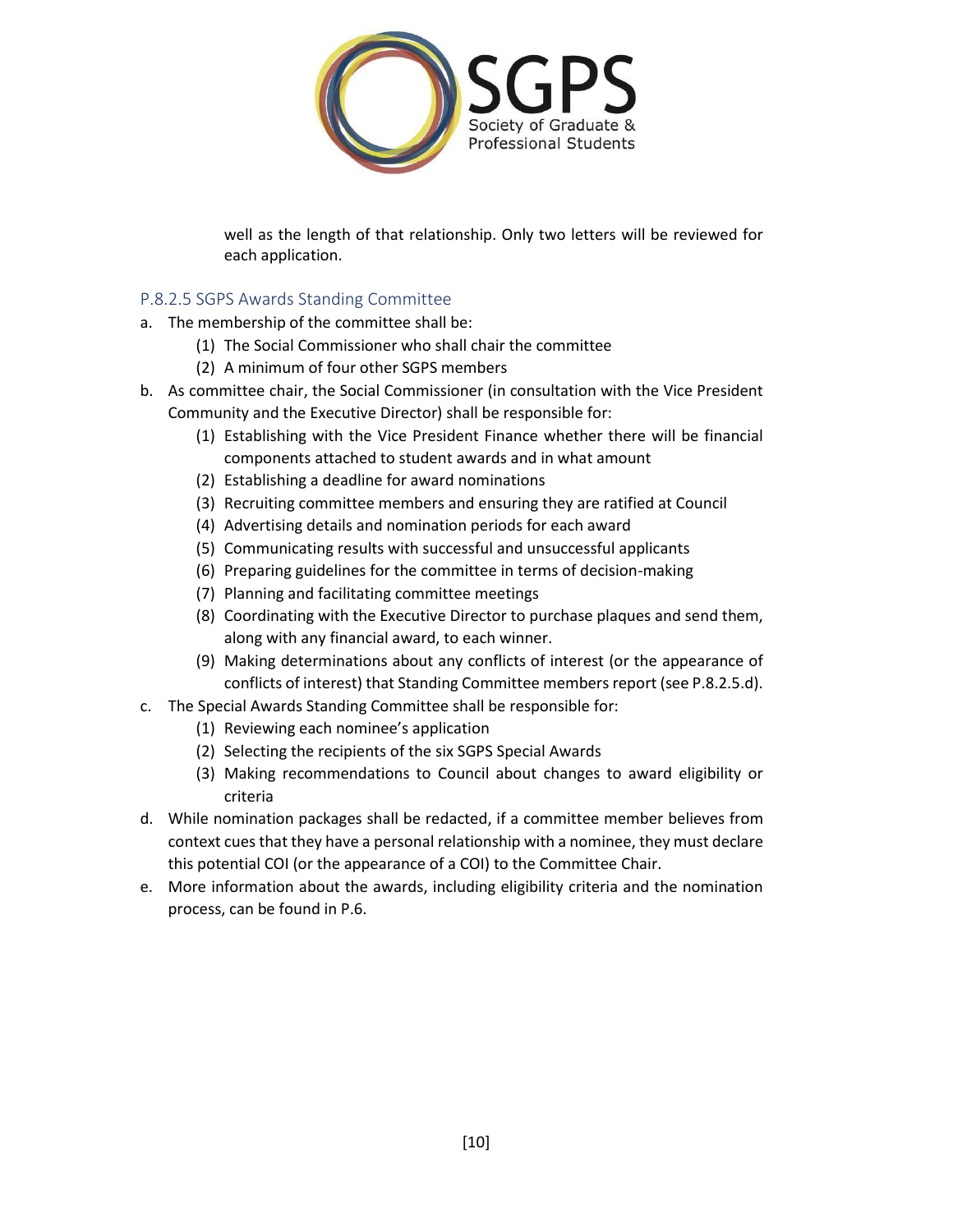well as the length of that relationship. Only two letters will be reviewed for each application.

### P.8.2.5 SGPS Awards Standing Committee

a. The membership of the committee shall be:
   (1) The Social Commissioner who shall chair the committee
   (2) A minimum of four other SGPS members
b. As committee chair, the Social Commissioner (in consultation with the Vice President Community and the Executive Director) shall be responsible for:
   (1) Establishing with the Vice President Finance whether there will be financial components attached to student awards and in what amount
   (2) Establishing a deadline for award nominations
   (3) Recruiting committee members and ensuring they are ratified at Council
   (4) Advertising details and nomination periods for each award
   (5) Communicating results with successful and unsuccessful applicants
   (6) Preparing guidelines for the committee in terms of decision-making
   (7) Planning and facilitating committee meetings
   (8) Coordinating with the Executive Director to purchase plaques and send them, along with any financial award, to each winner.
   (9) Making determinations about any conflicts of interest (or the appearance of conflicts of interest) that Standing Committee members report (see P.8.2.5.d).
c. The Special Awards Standing Committee shall be responsible for:
   (1) Reviewing each nominee's application
   (2) Selecting the recipients of the six SGPS Special Awards
   (3) Making recommendations to Council about changes to award eligibility or criteria
d. While nomination packages shall be redacted, if a committee member believes from context cues that they have a personal relationship with a nominee, they must declare this potential COI (or the appearance of a COI) to the Committee Chair.
e. More information about the awards, including eligibility criteria and the nomination process, can be found in P.6.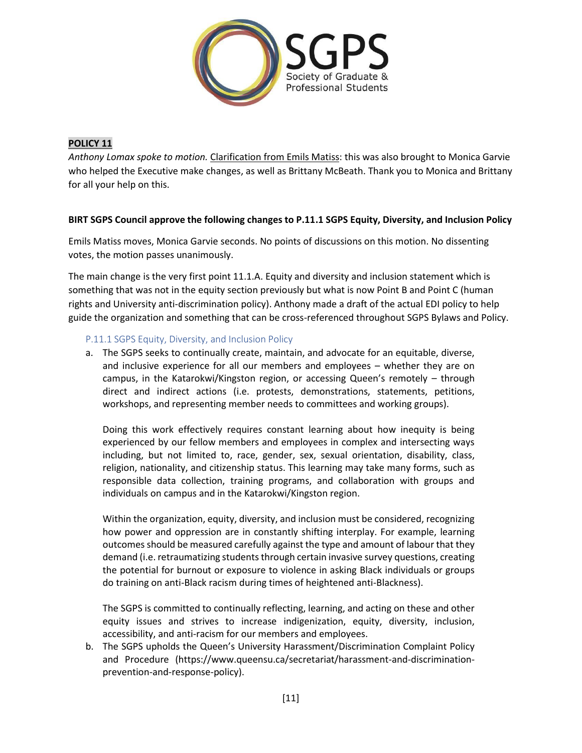**POLICY 11**

*Anthony Lomax spoke to motion.* Clarification from Emils Matiss: this was also brought to Monica Garvie who helped the Executive make changes, as well as Brittany McBeath. Thank you to Monica and Brittany for all your help on this.

**BIRT SGPS Council approve the following changes to P.11.1 SGPS Equity, Diversity, and Inclusion Policy**

Emils Matiss moves, Monica Garvie seconds. No points of discussions on this motion. No dissenting votes, the motion passes unanimously.

The main change is the very first point 11.1.A. Equity and diversity and inclusion statement which is something that was not in the equity section previously but what is now Point B and Point C (human rights and University anti-discrimination policy). Anthony made a draft of the actual EDI policy to help guide the organization and something that can be cross-referenced throughout SGPS Bylaws and Policy.

### P.11.1 SGPS Equity, Diversity, and Inclusion Policy

a. The SGPS seeks to continually create, maintain, and advocate for an equitable, diverse, and inclusive experience for all our members and employees – whether they are on campus, in the Katarokwi/Kingston region, or accessing Queen's remotely – through direct and indirect actions (i.e. protests, demonstrations, statements, petitions, workshops, and representing member needs to committees and working groups).

   Doing this work effectively requires constant learning about how inequity is being experienced by our fellow members and employees in complex and intersecting ways including, but not limited to, race, gender, sex, sexual orientation, disability, class, religion, nationality, and citizenship status. This learning may take many forms, such as responsible data collection, training programs, and collaboration with groups and individuals on campus and in the Katarokwi/Kingston region.

   Within the organization, equity, diversity, and inclusion must be considered, recognizing how power and oppression are in constantly shifting interplay. For example, learning outcomes should be measured carefully against the type and amount of labour that they demand (i.e. retraumatizing students through certain invasive survey questions, creating the potential for burnout or exposure to violence in asking Black individuals or groups do training on anti-Black racism during times of heightened anti-Blackness).

   The SGPS is committed to continually reflecting, learning, and acting on these and other equity issues and strives to increase indigenization, equity, diversity, inclusion, accessibility, and anti-racism for our members and employees.

b. The SGPS upholds the Queen's University Harassment/Discrimination Complaint Policy and Procedure (https://www.queensu.ca/secretariat/harassment-and-discrimination-prevention-and-response-policy).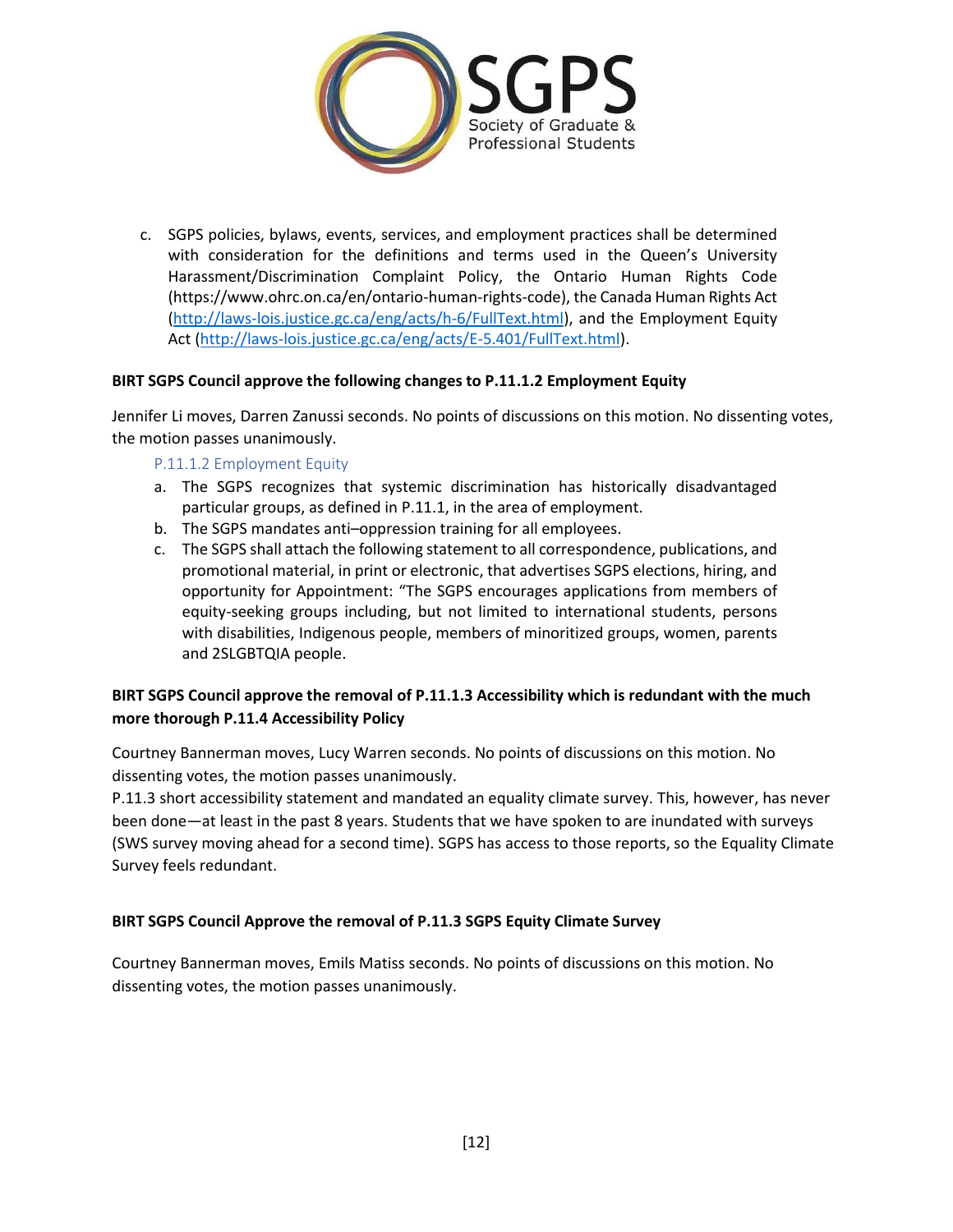c. SGPS policies, bylaws, events, services, and employment practices shall be determined with consideration for the definitions and terms used in the Queen's University Harassment/Discrimination Complaint Policy, the Ontario Human Rights Code (https://www.ohrc.on.ca/en/ontario-human-rights-code), the Canada Human Rights Act (http://laws-lois.justice.gc.ca/eng/acts/h-6/FullText.html), and the Employment Equity Act (http://laws-lois.justice.gc.ca/eng/acts/E-5.401/FullText.html).

**BIRT SGPS Council approve the following changes to P.11.1.2 Employment Equity**

Jennifer Li moves, Darren Zanussi seconds. No points of discussions on this motion. No dissenting votes, the motion passes unanimously.

### P.11.1.2 Employment Equity

a. The SGPS recognizes that systemic discrimination has historically disadvantaged particular groups, as defined in P.11.1, in the area of employment.
b. The SGPS mandates anti–oppression training for all employees.
c. The SGPS shall attach the following statement to all correspondence, publications, and promotional material, in print or electronic, that advertises SGPS elections, hiring, and opportunity for Appointment: "The SGPS encourages applications from members of equity-seeking groups including, but not limited to international students, persons with disabilities, Indigenous people, members of minoritized groups, women, parents and 2SLGBTQIA people.

**BIRT SGPS Council approve the removal of P.11.1.3 Accessibility which is redundant with the much more thorough P.11.4 Accessibility Policy**

Courtney Bannerman moves, Lucy Warren seconds. No points of discussions on this motion. No dissenting votes, the motion passes unanimously.
P.11.3 short accessibility statement and mandated an equality climate survey. This, however, has never been done—at least in the past 8 years. Students that we have spoken to are inundated with surveys (SWS survey moving ahead for a second time). SGPS has access to those reports, so the Equality Climate Survey feels redundant.

**BIRT SGPS Council Approve the removal of P.11.3 SGPS Equity Climate Survey**

Courtney Bannerman moves, Emils Matiss seconds. No points of discussions on this motion. No dissenting votes, the motion passes unanimously.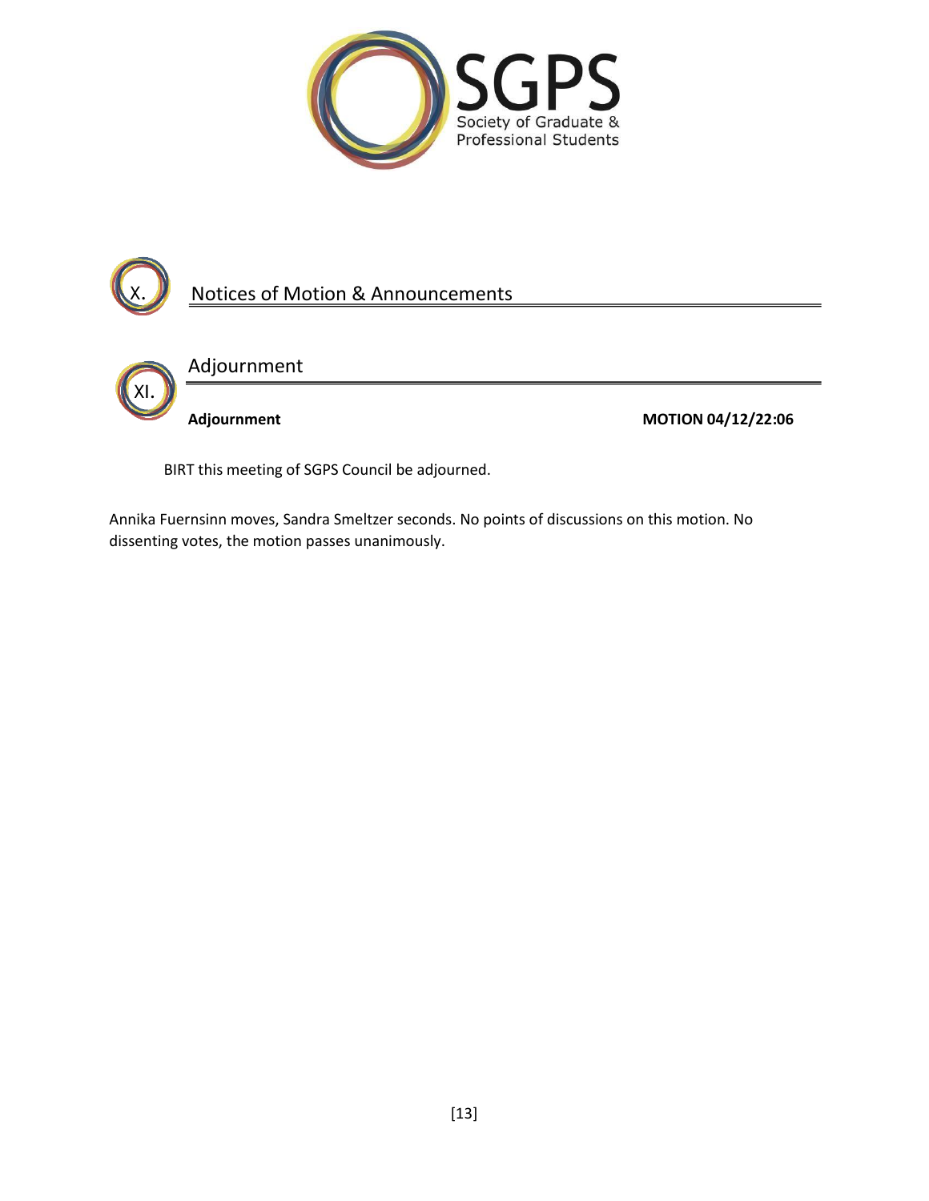## X. Notices of Motion & Announcements

## XI. Adjournment

**Adjournment** **MOTION 04/12/22:06**

BIRT this meeting of SGPS Council be adjourned.

Annika Fuernsinn moves, Sandra Smeltzer seconds. No points of discussions on this motion. No dissenting votes, the motion passes unanimously.